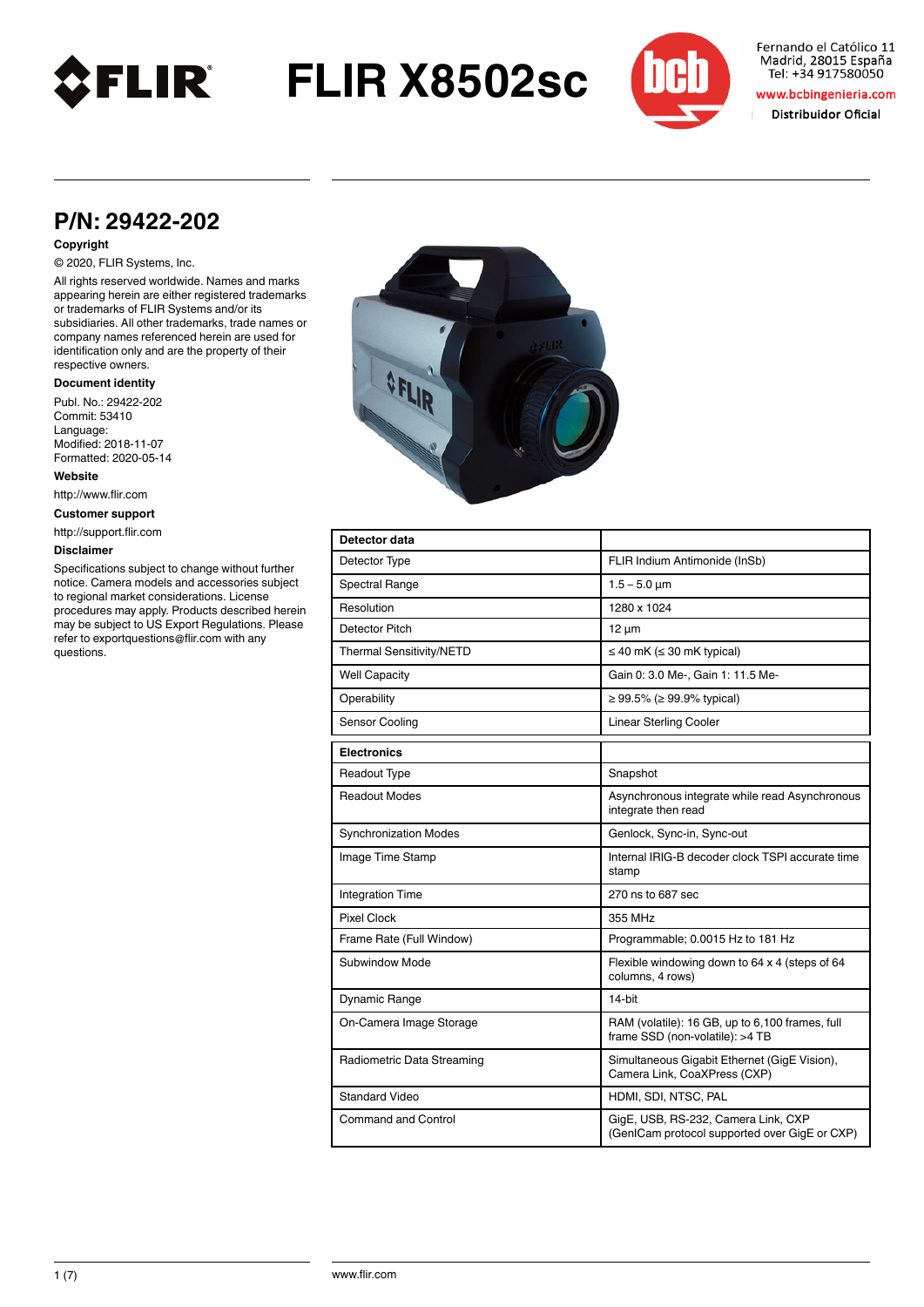# FLIR X8502sc

Fernando el Católico 11
Madrid, 28015 España
Tel: +34 917580050
www.bcbingenieria.com
Distribuidor Oficial

## P/N: 29422-202

### Copyright

© 2020, FLIR Systems, Inc.

All rights reserved worldwide. Names and marks appearing herein are either registered trademarks or trademarks of FLIR Systems and/or its subsidiaries. All other trademarks, trade names or company names referenced herein are used for identification only and are the property of their respective owners.

### Document identity

Publ. No.: 29422-202
Commit: 53410
Language:
Modified: 2018-11-07
Formatted: 2020-05-14

### Website

http://www.flir.com

### Customer support

http://support.flir.com

### Disclaimer

Specifications subject to change without further notice. Camera models and accessories subject to regional market considerations. License procedures may apply. Products described herein may be subject to US Export Regulations. Please refer to exportquestions@flir.com with any questions.

| **Detector data** | |
|---|---|
| Detector Type | FLIR Indium Antimonide (InSb) |
| Spectral Range | 1.5 – 5.0 µm |
| Resolution | 1280 x 1024 |
| Detector Pitch | 12 µm |
| Thermal Sensitivity/NETD | ≤ 40 mK (≤ 30 mK typical) |
| Well Capacity | Gain 0: 3.0 Me-, Gain 1: 11.5 Me- |
| Operability | ≥ 99.5% (≥ 99.9% typical) |
| Sensor Cooling | Linear Sterling Cooler |

| **Electronics** | |
|---|---|
| Readout Type | Snapshot |
| Readout Modes | Asynchronous integrate while read Asynchronous integrate then read |
| Synchronization Modes | Genlock, Sync-in, Sync-out |
| Image Time Stamp | Internal IRIG-B decoder clock TSPI accurate time stamp |
| Integration Time | 270 ns to 687 sec |
| Pixel Clock | 355 MHz |
| Frame Rate (Full Window) | Programmable; 0.0015 Hz to 181 Hz |
| Subwindow Mode | Flexible windowing down to 64 x 4 (steps of 64 columns, 4 rows) |
| Dynamic Range | 14-bit |
| On-Camera Image Storage | RAM (volatile): 16 GB, up to 6,100 frames, full frame SSD (non-volatile): >4 TB |
| Radiometric Data Streaming | Simultaneous Gigabit Ethernet (GigE Vision), Camera Link, CoaXPress (CXP) |
| Standard Video | HDMI, SDI, NTSC, PAL |
| Command and Control | GigE, USB, RS-232, Camera Link, CXP (GenICam protocol supported over GigE or CXP) |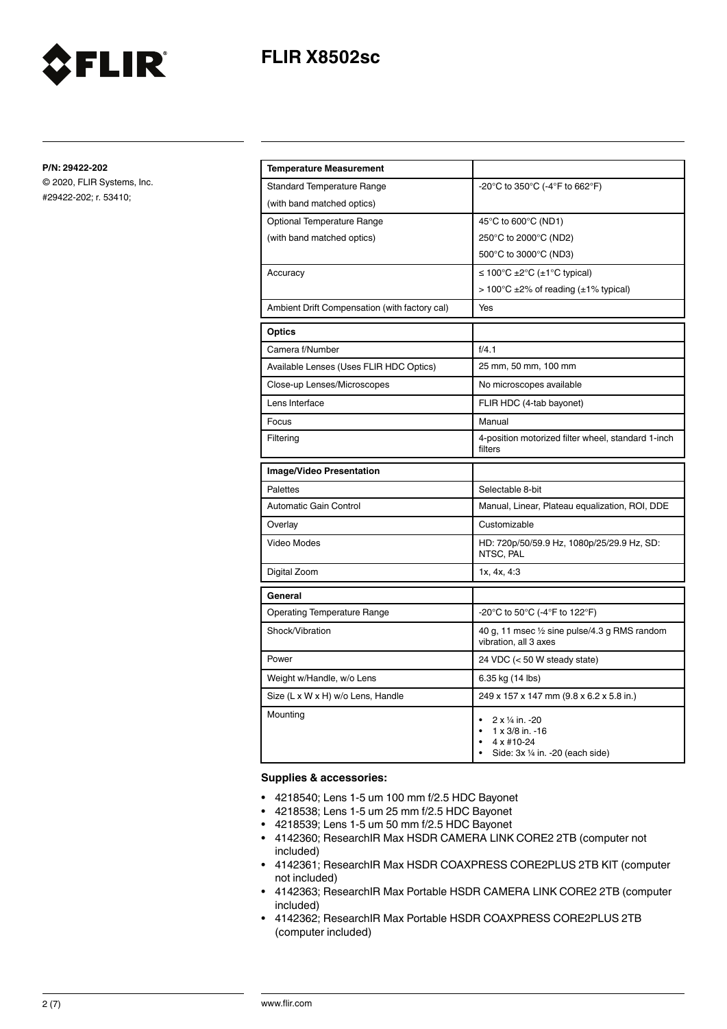**P/N: 29422-202**

© 2020, FLIR Systems, Inc.

#29422-202; r. 53410;

| **Temperature Measurement** | |
|---|---|
| Standard Temperature Range (with band matched optics) | -20°C to 350°C (-4°F to 662°F) |
| Optional Temperature Range (with band matched optics) | 45°C to 600°C (ND1)<br>250°C to 2000°C (ND2)<br>500°C to 3000°C (ND3) |
| Accuracy | ≤ 100°C ±2°C (±1°C typical)<br>> 100°C ±2% of reading (±1% typical) |
| Ambient Drift Compensation (with factory cal) | Yes |

| **Optics** | |
|---|---|
| Camera f/Number | f/4.1 |
| Available Lenses (Uses FLIR HDC Optics) | 25 mm, 50 mm, 100 mm |
| Close-up Lenses/Microscopes | No microscopes available |
| Lens Interface | FLIR HDC (4-tab bayonet) |
| Focus | Manual |
| Filtering | 4-position motorized filter wheel, standard 1-inch filters |

| **Image/Video Presentation** | |
|---|---|
| Palettes | Selectable 8-bit |
| Automatic Gain Control | Manual, Linear, Plateau equalization, ROI, DDE |
| Overlay | Customizable |
| Video Modes | HD: 720p/50/59.9 Hz, 1080p/25/29.9 Hz, SD: NTSC, PAL |
| Digital Zoom | 1x, 4x, 4:3 |

| **General** | |
|---|---|
| Operating Temperature Range | -20°C to 50°C (-4°F to 122°F) |
| Shock/Vibration | 40 g, 11 msec ½ sine pulse/4.3 g RMS random vibration, all 3 axes |
| Power | 24 VDC (< 50 W steady state) |
| Weight w/Handle, w/o Lens | 6.35 kg (14 lbs) |
| Size (L x W x H) w/o Lens, Handle | 249 x 157 x 147 mm (9.8 x 6.2 x 5.8 in.) |
| Mounting | • 2 x ¼ in. -20<br>• 1 x 3/8 in. -16<br>• 4 x #10-24<br>• Side: 3x ¼ in. -20 (each side) |

**Supplies & accessories:**

- 4218540; Lens 1-5 um 100 mm f/2.5 HDC Bayonet
- 4218538; Lens 1-5 um 25 mm f/2.5 HDC Bayonet
- 4218539; Lens 1-5 um 50 mm f/2.5 HDC Bayonet
- 4142360; ResearchIR Max HSDR CAMERA LINK CORE2 2TB (computer not included)
- 4142361; ResearchIR Max HSDR COAXPRESS CORE2PLUS 2TB KIT (computer not included)
- 4142363; ResearchIR Max Portable HSDR CAMERA LINK CORE2 2TB (computer included)
- 4142362; ResearchIR Max Portable HSDR COAXPRESS CORE2PLUS 2TB (computer included)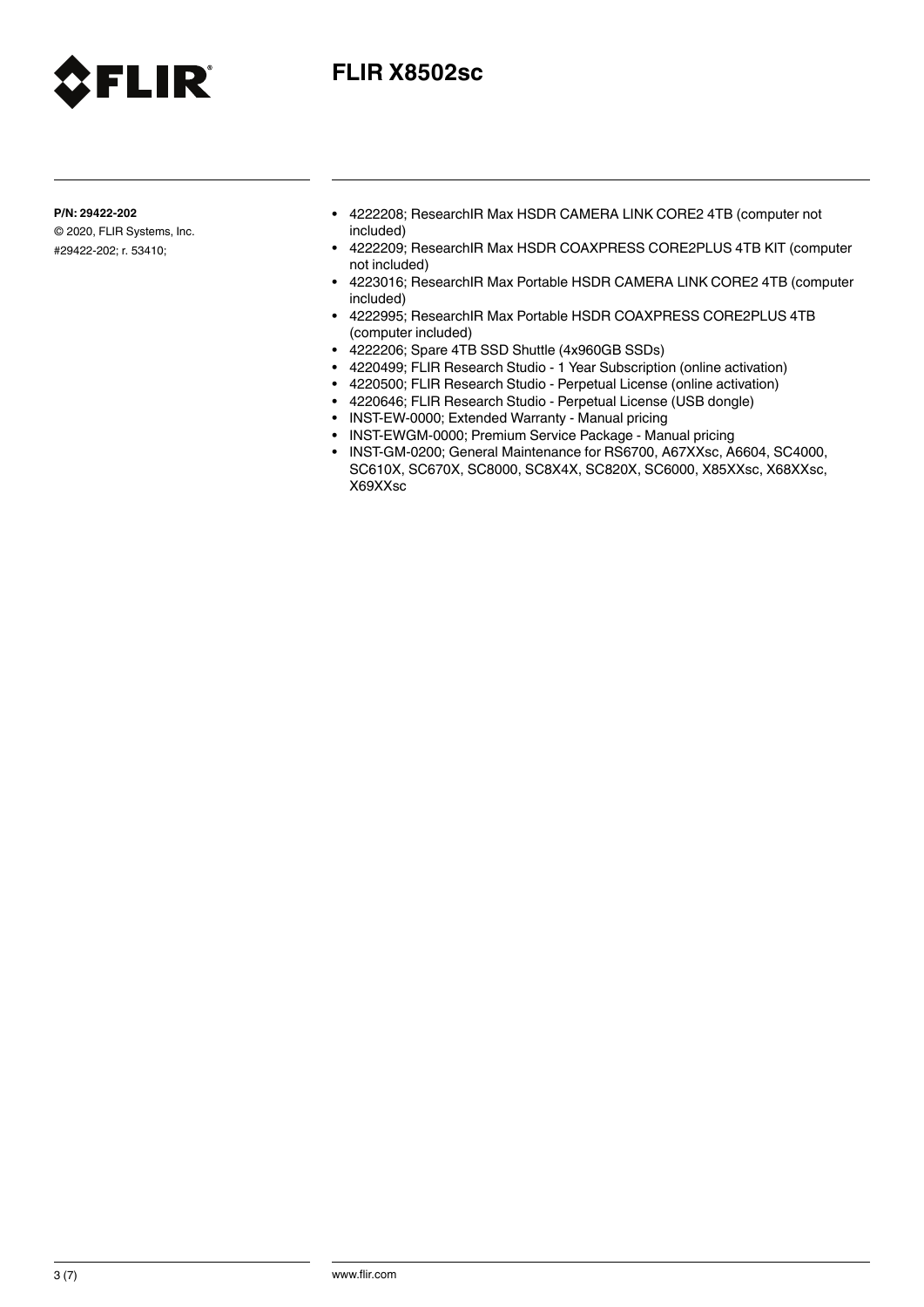**P/N: 29422-202**

© 2020, FLIR Systems, Inc.

#29422-202; r. 53410;

- 4222208; ResearchIR Max HSDR CAMERA LINK CORE2 4TB (computer not included)
- 4222209; ResearchIR Max HSDR COAXPRESS CORE2PLUS 4TB KIT (computer not included)
- 4223016; ResearchIR Max Portable HSDR CAMERA LINK CORE2 4TB (computer included)
- 4222995; ResearchIR Max Portable HSDR COAXPRESS CORE2PLUS 4TB (computer included)
- 4222206; Spare 4TB SSD Shuttle (4x960GB SSDs)
- 4220499; FLIR Research Studio - 1 Year Subscription (online activation)
- 4220500; FLIR Research Studio - Perpetual License (online activation)
- 4220646; FLIR Research Studio - Perpetual License (USB dongle)
- INST-EW-0000; Extended Warranty - Manual pricing
- INST-EWGM-0000; Premium Service Package - Manual pricing
- INST-GM-0200; General Maintenance for RS6700, A67XXsc, A6604, SC4000, SC610X, SC670X, SC8000, SC8X4X, SC820X, SC6000, X85XXsc, X68XXsc, X69XXsc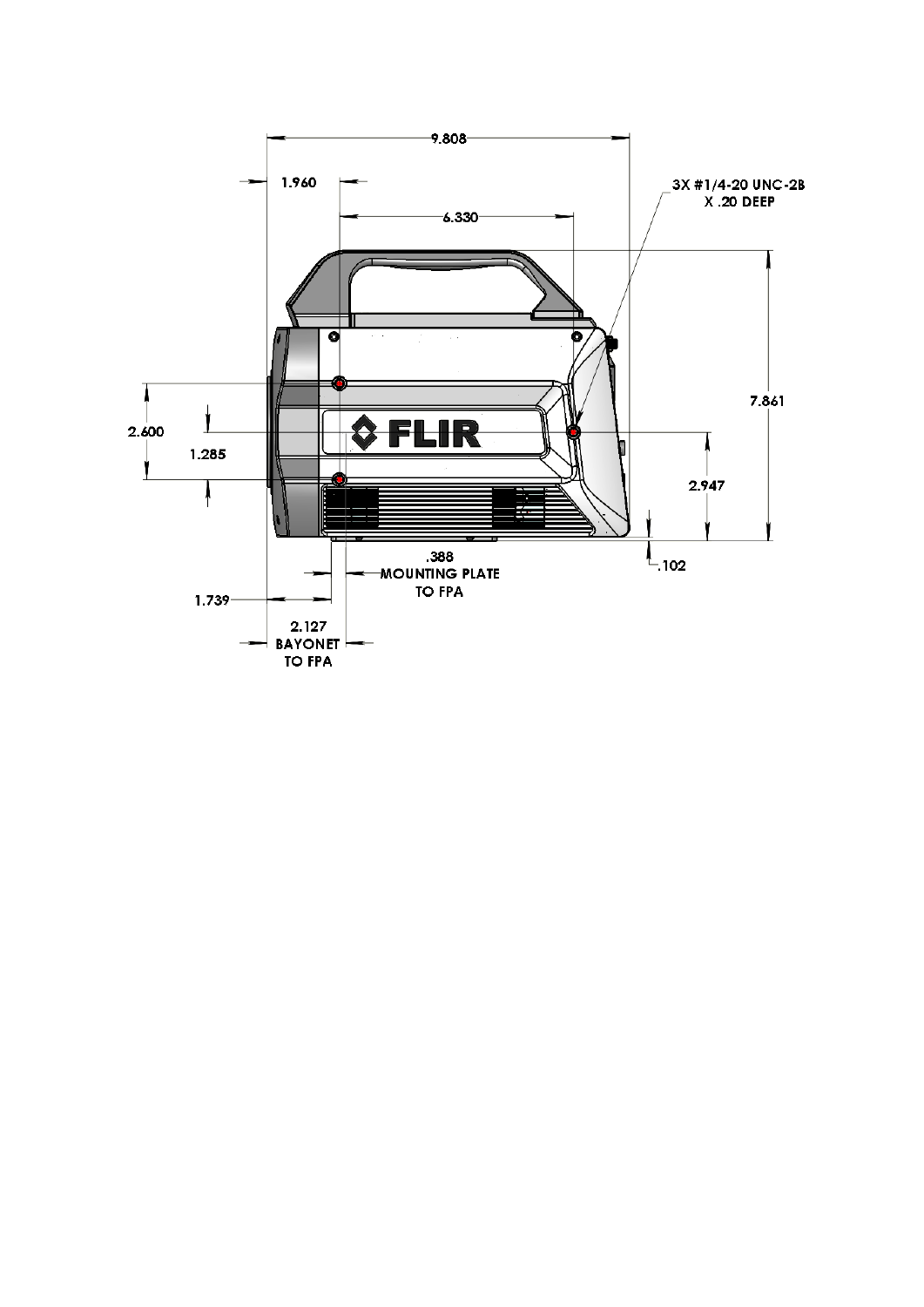9.808

1.960

6.330

3X #1/4-20 UNC-2B X .20 DEEP

7.861

2.600

1.285

FLIR

2.947

.102

.388 MOUNTING PLATE TO FPA

1.739

2.127 BAYONET TO FPA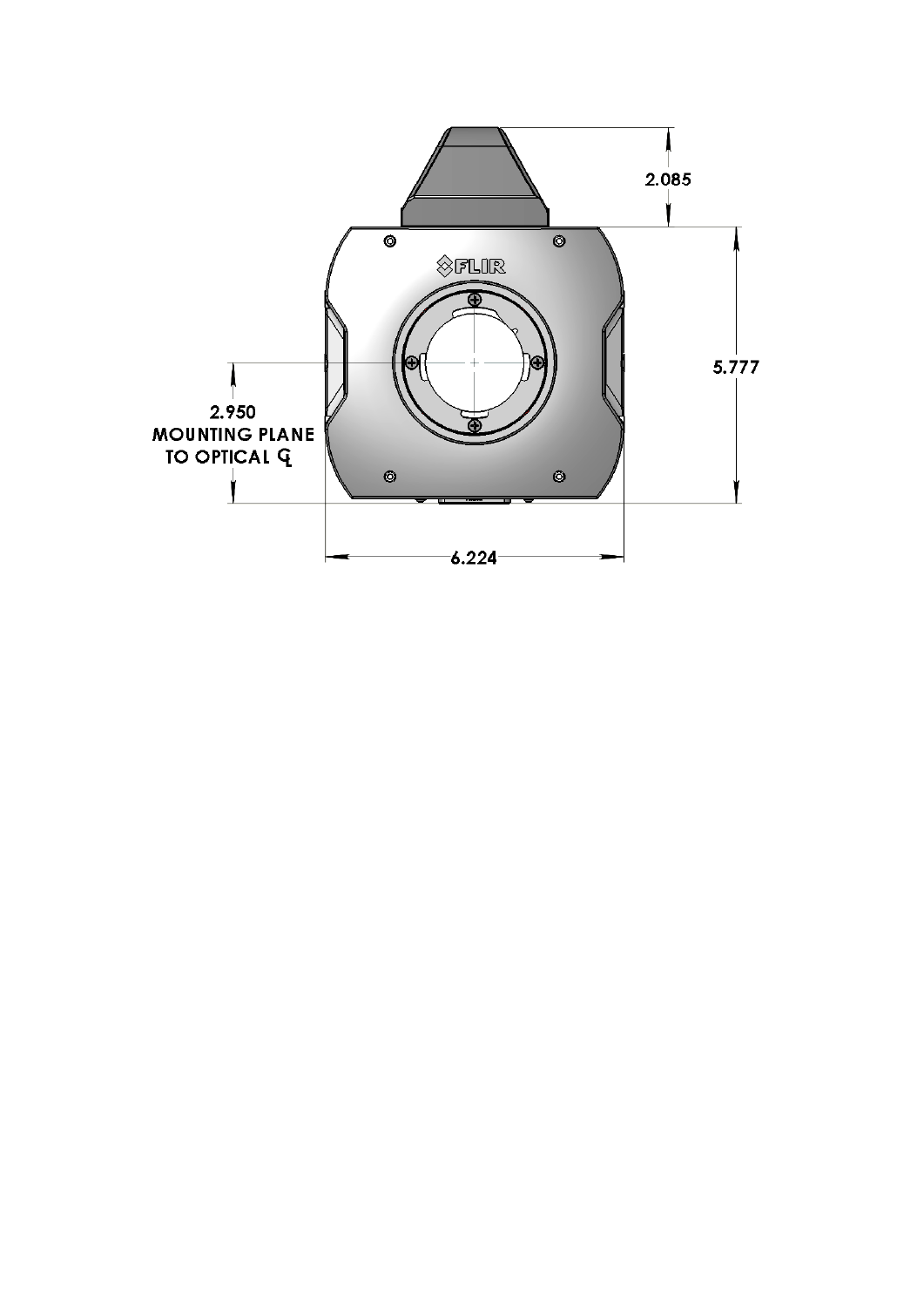2.085

5.777

2.950
MOUNTING PLANE
TO OPTICAL ℄

6.224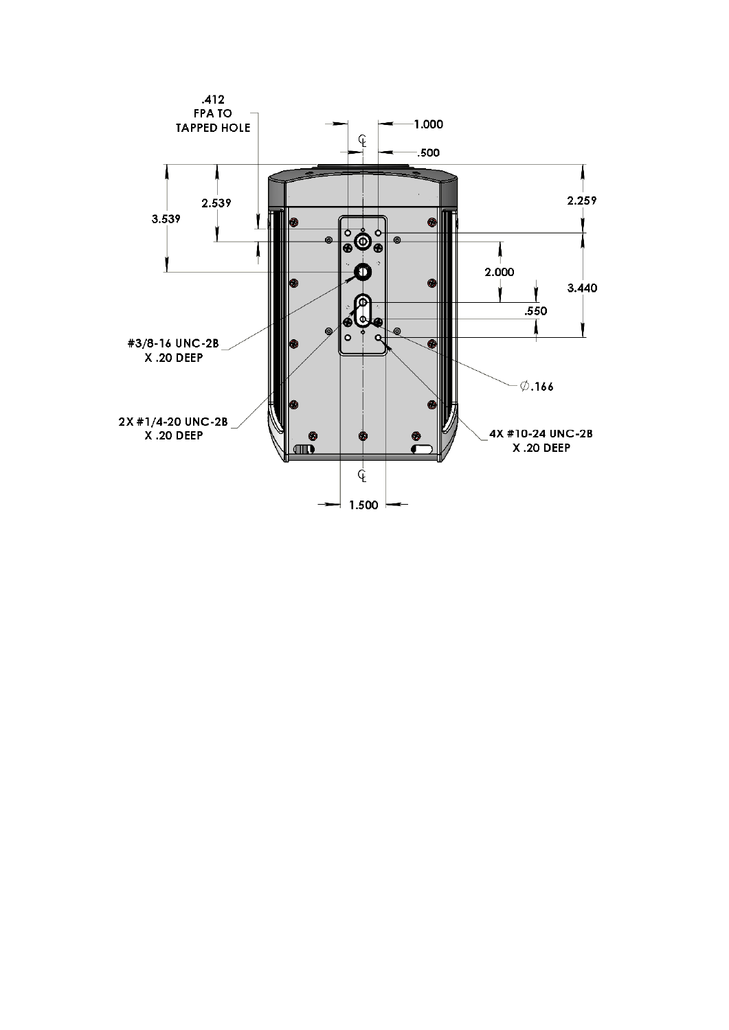.412
FPA TO
TAPPED HOLE

1.000

.500

2.539

3.539

2.259

2.000

3.440

.550

#3/8-16 UNC-2B
X .20 DEEP

∅.166

2X #1/4-20 UNC-2B
X .20 DEEP

4X #10-24 UNC-2B
X .20 DEEP

1.500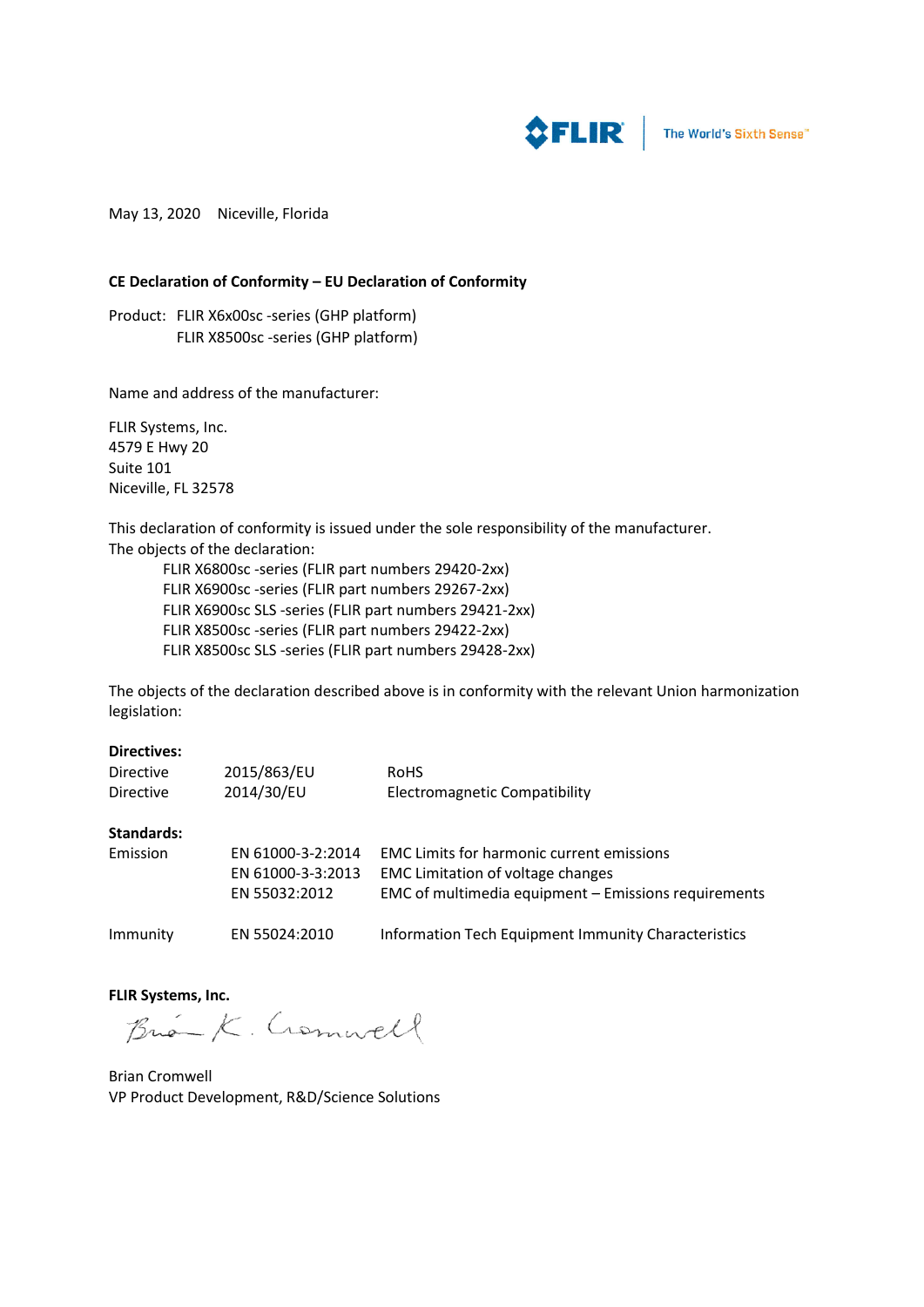FLIR | The World's Sixth Sense™

May 13, 2020 Niceville, Florida

**CE Declaration of Conformity – EU Declaration of Conformity**

Product: FLIR X6x00sc -series (GHP platform)
FLIR X8500sc -series (GHP platform)

Name and address of the manufacturer:

FLIR Systems, Inc.
4579 E Hwy 20
Suite 101
Niceville, FL 32578

This declaration of conformity is issued under the sole responsibility of the manufacturer.
The objects of the declaration:

- FLIR X6800sc -series (FLIR part numbers 29420-2xx)
- FLIR X6900sc -series (FLIR part numbers 29267-2xx)
- FLIR X6900sc SLS -series (FLIR part numbers 29421-2xx)
- FLIR X8500sc -series (FLIR part numbers 29422-2xx)
- FLIR X8500sc SLS -series (FLIR part numbers 29428-2xx)

The objects of the declaration described above is in conformity with the relevant Union harmonization legislation:

**Directives:**

| | | |
|---|---|---|
| Directive | 2015/863/EU | RoHS |
| Directive | 2014/30/EU | Electromagnetic Compatibility |

**Standards:**

| | | |
|---|---|---|
| Emission | EN 61000-3-2:2014 | EMC Limits for harmonic current emissions |
| | EN 61000-3-3:2013 | EMC Limitation of voltage changes |
| | EN 55032:2012 | EMC of multimedia equipment – Emissions requirements |
| Immunity | EN 55024:2010 | Information Tech Equipment Immunity Characteristics |

**FLIR Systems, Inc.**

Brian K. Cromwell

Brian Cromwell
VP Product Development, R&D/Science Solutions